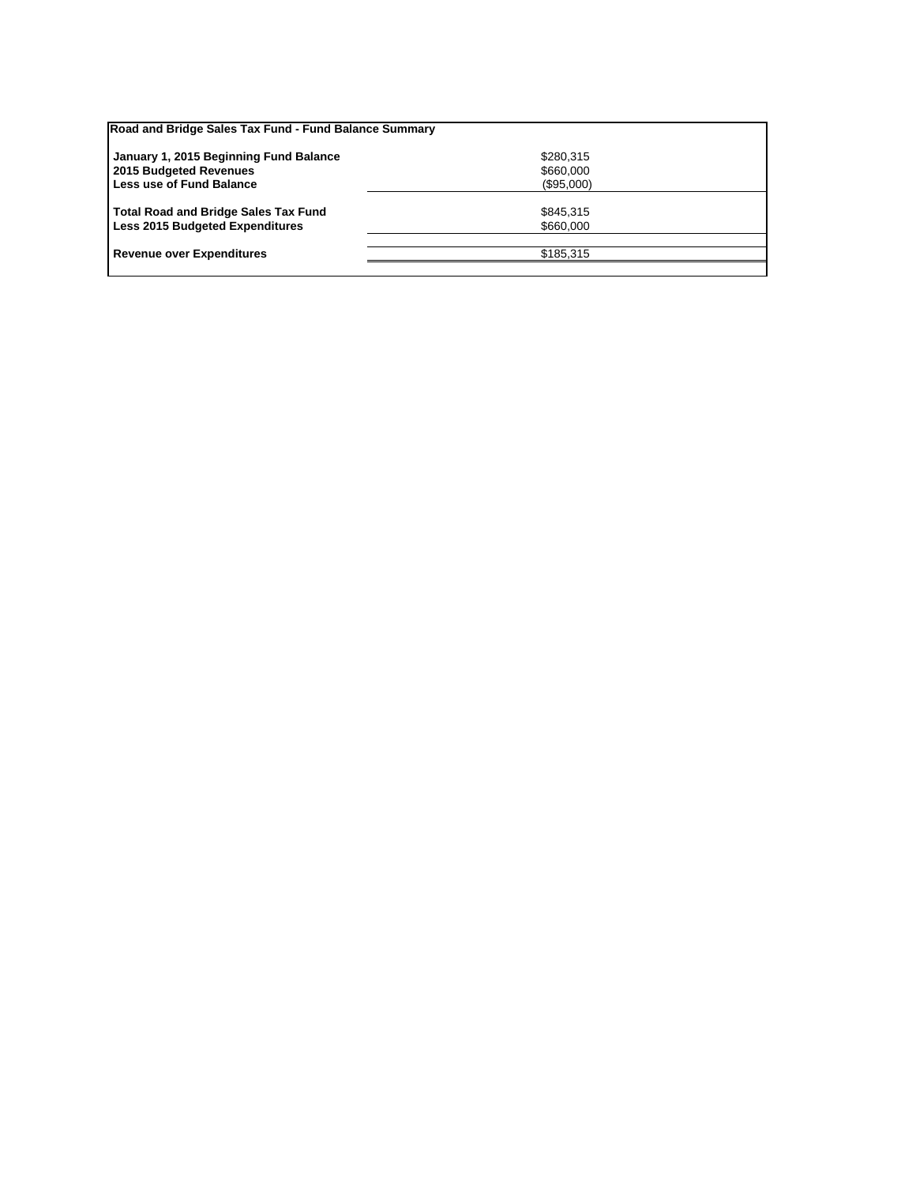| Road and Bridge Sales Tax Fund - Fund Balance Summary | |
|---|---|
| **January 1, 2015 Beginning Fund Balance** | $280,315 |
| **2015 Budgeted Revenues** | $660,000 |
| **Less use of Fund Balance** | ($95,000) |
| **Total Road and Bridge Sales Tax Fund** | $845,315 |
| **Less 2015 Budgeted Expenditures** | $660,000 |
| **Revenue over Expenditures** | $185,315 |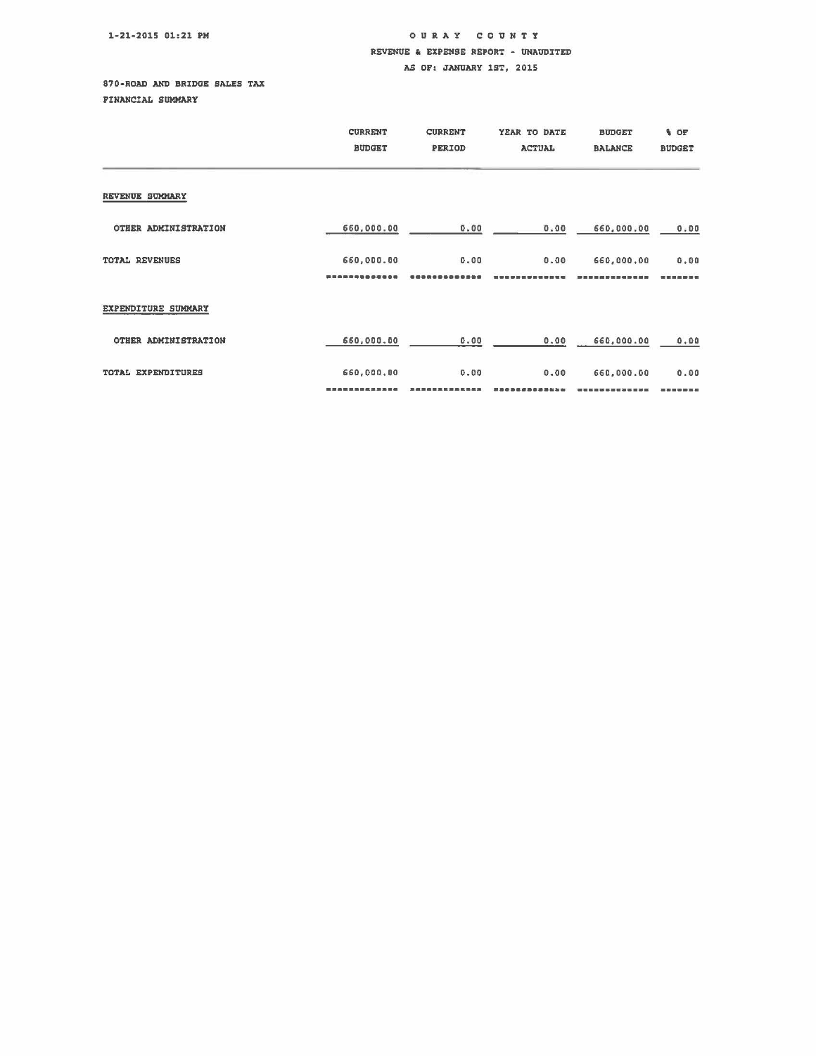1-21-2015 01:21 PM

# OURAY COUNTY

## REVENUE & EXPENSE REPORT - UNAUDITED

AS OF: JANUARY 1ST, 2015

870-ROAD AND BRIDGE SALES TAX

FINANCIAL SUMMARY

| | CURRENT BUDGET | CURRENT PERIOD | YEAR TO DATE ACTUAL | BUDGET BALANCE | % OF BUDGET |
|---|---|---|---|---|---|
| **REVENUE SUMMARY** | | | | | |
| OTHER ADMINISTRATION | 660,000.00 | 0.00 | 0.00 | 660,000.00 | 0.00 |
| TOTAL REVENUES | 660,000.00 | 0.00 | 0.00 | 660,000.00 | 0.00 |
| **EXPENDITURE SUMMARY** | | | | | |
| OTHER ADMINISTRATION | 660,000.00 | 0.00 | 0.00 | 660,000.00 | 0.00 |
| TOTAL EXPENDITURES | 660,000.00 | 0.00 | 0.00 | 660,000.00 | 0.00 |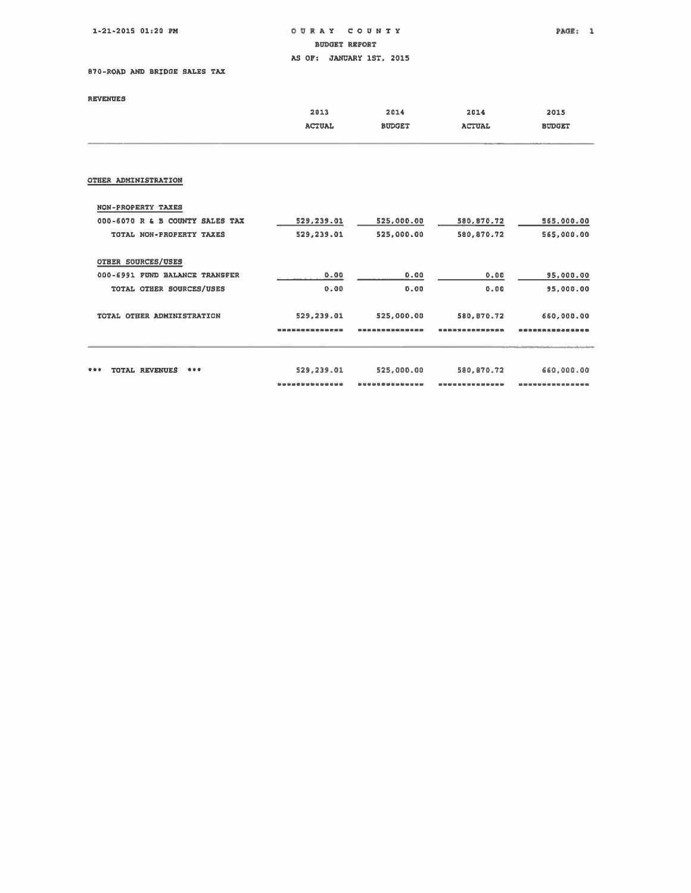# OURAY COUNTY

## BUDGET REPORT

### AS OF: JANUARY 1ST, 2015

870-ROAD AND BRIDGE SALES TAX

REVENUES

| | 2013 ACTUAL | 2014 BUDGET | 2014 ACTUAL | 2015 BUDGET |
|---|---|---|---|---|
| **OTHER ADMINISTRATION** | | | | |
| **NON-PROPERTY TAXES** | | | | |
| 000-6070 R & B COUNTY SALES TAX | 529,239.01 | 525,000.00 | 580,870.72 | 565,000.00 |
| TOTAL NON-PROPERTY TAXES | 529,239.01 | 525,000.00 | 580,870.72 | 565,000.00 |
| **OTHER SOURCES/USES** | | | | |
| 000-6991 FUND BALANCE TRANSFER | 0.00 | 0.00 | 0.00 | 95,000.00 |
| TOTAL OTHER SOURCES/USES | 0.00 | 0.00 | 0.00 | 95,000.00 |
| TOTAL OTHER ADMINISTRATION | 529,239.01 | 525,000.00 | 580,870.72 | 660,000.00 |
| *** TOTAL REVENUES *** | 529,239.01 | 525,000.00 | 580,870.72 | 660,000.00 |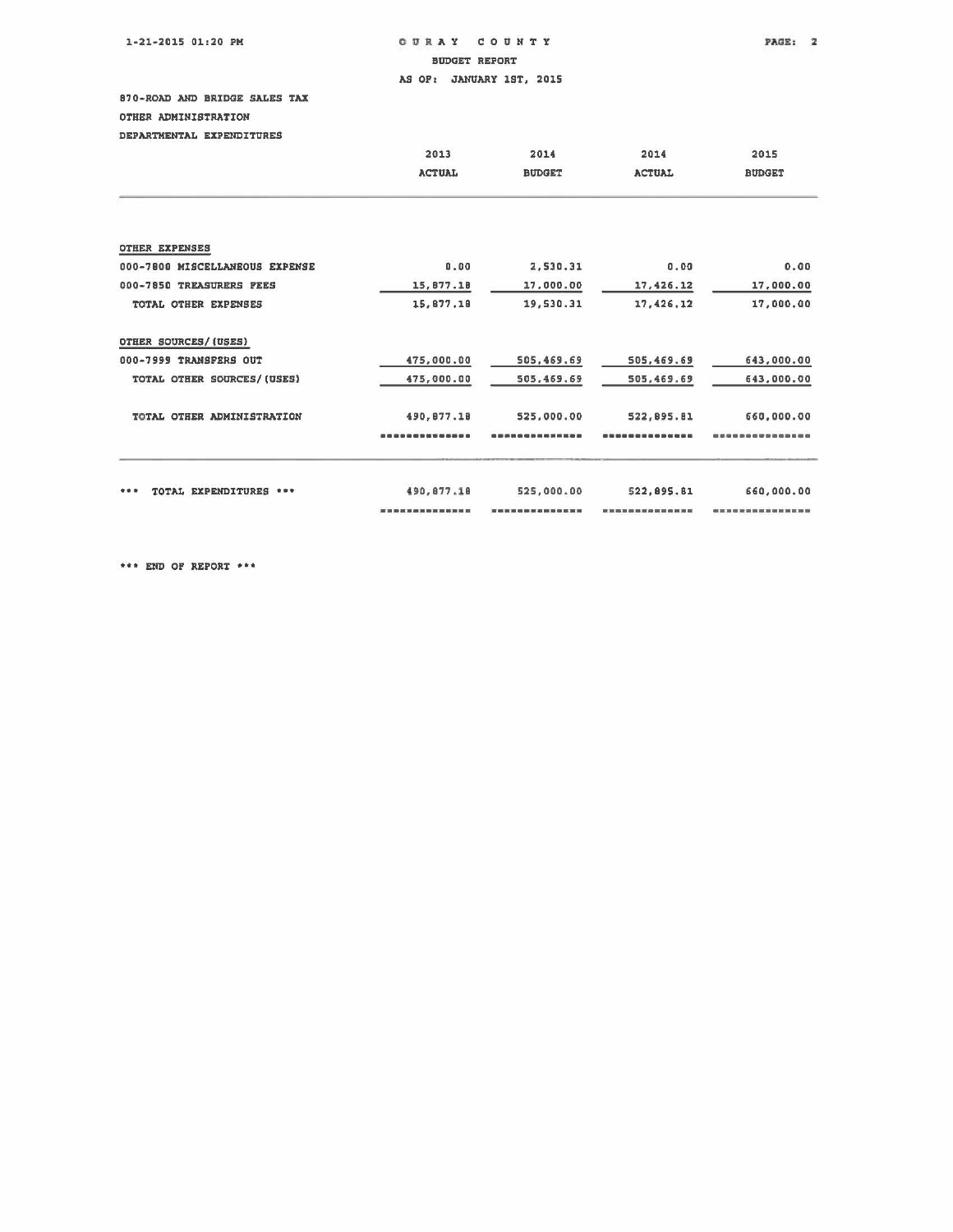OURAY COUNTY
BUDGET REPORT
AS OF: JANUARY 1ST, 2015

870-ROAD AND BRIDGE SALES TAX
OTHER ADMINISTRATION
DEPARTMENTAL EXPENDITURES

| | 2013 ACTUAL | 2014 BUDGET | 2014 ACTUAL | 2015 BUDGET |
|---|---|---|---|---|
| OTHER EXPENSES | | | | |
| 000-7800 MISCELLANEOUS EXPENSE | 0.00 | 2,530.31 | 0.00 | 0.00 |
| 000-7850 TREASURERS FEES | 15,877.18 | 17,000.00 | 17,426.12 | 17,000.00 |
| TOTAL OTHER EXPENSES | 15,877.18 | 19,530.31 | 17,426.12 | 17,000.00 |
| OTHER SOURCES/(USES) | | | | |
| 000-7999 TRANSFERS OUT | 475,000.00 | 505,469.69 | 505,469.69 | 643,000.00 |
| TOTAL OTHER SOURCES/(USES) | 475,000.00 | 505,469.69 | 505,469.69 | 643,000.00 |
| TOTAL OTHER ADMINISTRATION | 490,877.18 | 525,000.00 | 522,895.81 | 660,000.00 |
| *** TOTAL EXPENDITURES *** | 490,877.18 | 525,000.00 | 522,895.81 | 660,000.00 |

*** END OF REPORT ***